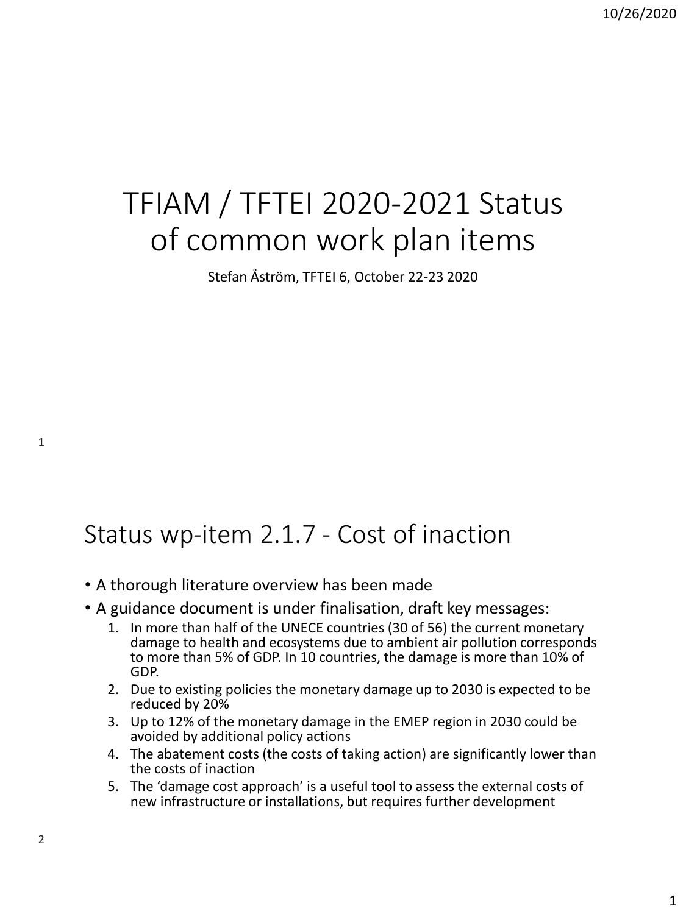# TFIAM / TFTEI 2020-2021 Status of common work plan items

Stefan Åström, TFTEI 6, October 22-23 2020

## Status wp-item 2.1.7 - Cost of inaction

- A thorough literature overview has been made
- A guidance document is under finalisation, draft key messages:
  1. In more than half of the UNECE countries (30 of 56) the current monetary damage to health and ecosystems due to ambient air pollution corresponds to more than 5% of GDP. In 10 countries, the damage is more than 10% of GDP.
  2. Due to existing policies the monetary damage up to 2030 is expected to be reduced by 20%
  3. Up to 12% of the monetary damage in the EMEP region in 2030 could be avoided by additional policy actions
  4. The abatement costs (the costs of taking action) are significantly lower than the costs of inaction
  5. The 'damage cost approach' is a useful tool to assess the external costs of new infrastructure or installations, but requires further development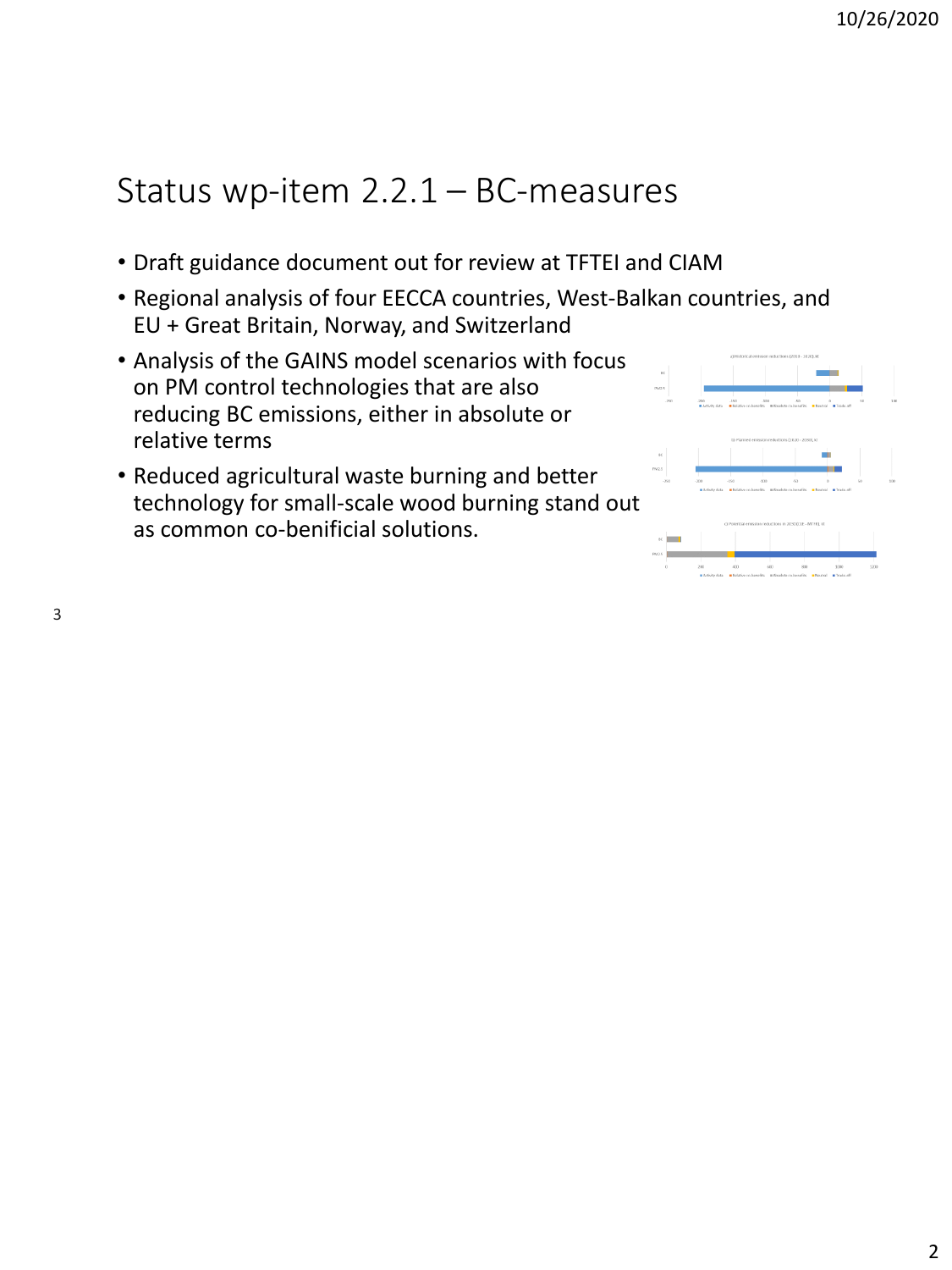# Status wp-item 2.2.1 – BC-measures

- Draft guidance document out for review at TFTEI and CIAM
- Regional analysis of four EECCA countries, West-Balkan countries, and EU + Great Britain, Norway, and Switzerland
- Analysis of the GAINS model scenarios with focus on PM control technologies that are also reducing BC emissions, either in absolute or relative terms
- Reduced agricultural waste burning and better technology for small-scale wood burning stand out as common co-benificial solutions.

3